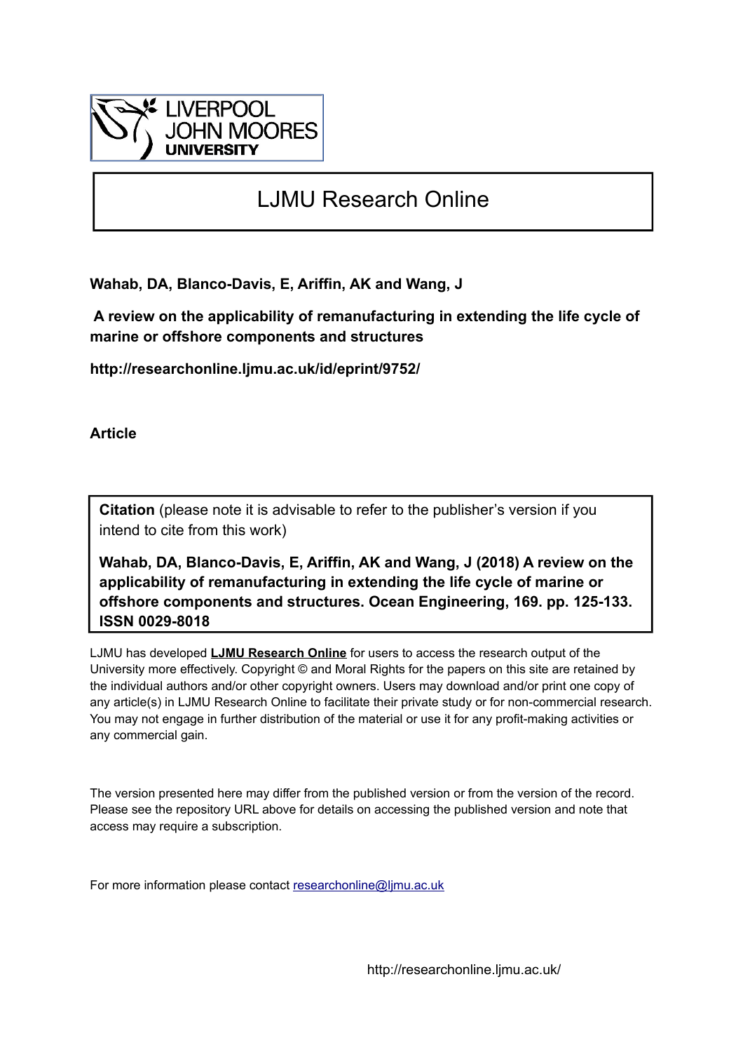# LJMU Research Online

**Wahab, DA, Blanco-Davis, E, Ariffin, AK and Wang, J**

**A review on the applicability of remanufacturing in extending the life cycle of marine or offshore components and structures**

**http://researchonline.ljmu.ac.uk/id/eprint/9752/**

**Article**

**Citation** (please note it is advisable to refer to the publisher's version if you intend to cite from this work)

**Wahab, DA, Blanco-Davis, E, Ariffin, AK and Wang, J (2018) A review on the applicability of remanufacturing in extending the life cycle of marine or offshore components and structures. Ocean Engineering, 169. pp. 125-133. ISSN 0029-8018**

LJMU has developed **LJMU Research Online** for users to access the research output of the University more effectively. Copyright © and Moral Rights for the papers on this site are retained by the individual authors and/or other copyright owners. Users may download and/or print one copy of any article(s) in LJMU Research Online to facilitate their private study or for non-commercial research. You may not engage in further distribution of the material or use it for any profit-making activities or any commercial gain.

The version presented here may differ from the published version or from the version of the record. Please see the repository URL above for details on accessing the published version and note that access may require a subscription.

For more information please contact researchonline@ljmu.ac.uk

http://researchonline.ljmu.ac.uk/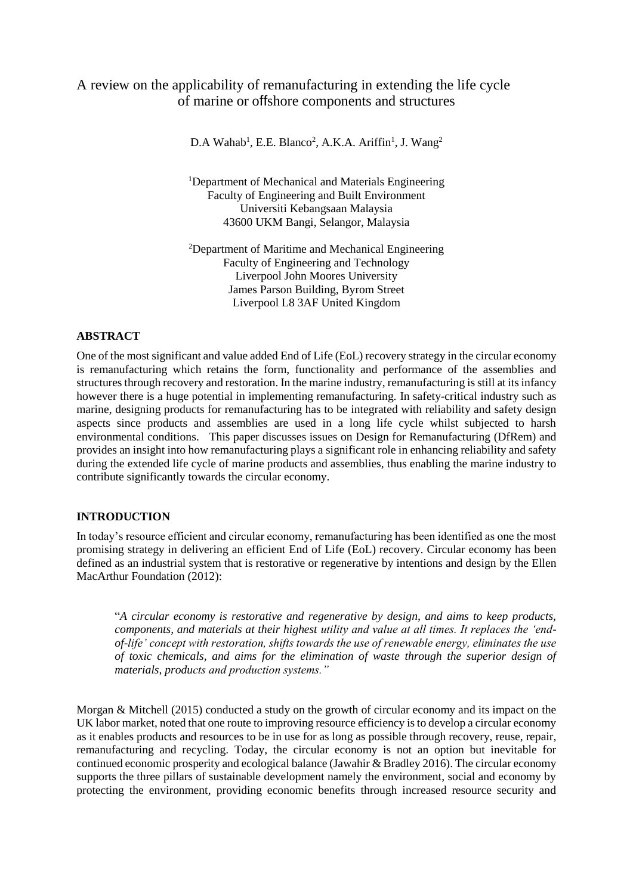# A review on the applicability of remanufacturing in extending the life cycle of marine or offshore components and structures

D.A Wahab[1], E.E. Blanco[2], A.K.A. Ariffin[1], J. Wang[2]

[1]Department of Mechanical and Materials Engineering
Faculty of Engineering and Built Environment
Universiti Kebangsaan Malaysia
43600 UKM Bangi, Selangor, Malaysia

[2]Department of Maritime and Mechanical Engineering
Faculty of Engineering and Technology
Liverpool John Moores University
James Parson Building, Byrom Street
Liverpool L8 3AF United Kingdom

## ABSTRACT

One of the most significant and value added End of Life (EoL) recovery strategy in the circular economy is remanufacturing which retains the form, functionality and performance of the assemblies and structures through recovery and restoration. In the marine industry, remanufacturing is still at its infancy however there is a huge potential in implementing remanufacturing. In safety-critical industry such as marine, designing products for remanufacturing has to be integrated with reliability and safety design aspects since products and assemblies are used in a long life cycle whilst subjected to harsh environmental conditions. This paper discusses issues on Design for Remanufacturing (DfRem) and provides an insight into how remanufacturing plays a significant role in enhancing reliability and safety during the extended life cycle of marine products and assemblies, thus enabling the marine industry to contribute significantly towards the circular economy.

## INTRODUCTION

In today's resource efficient and circular economy, remanufacturing has been identified as one the most promising strategy in delivering an efficient End of Life (EoL) recovery. Circular economy has been defined as an industrial system that is restorative or regenerative by intentions and design by the Ellen MacArthur Foundation (2012):

> "*A circular economy is restorative and regenerative by design, and aims to keep products, components, and materials at their highest utility and value at all times. It replaces the 'end-of-life' concept with restoration, shifts towards the use of renewable energy, eliminates the use of toxic chemicals, and aims for the elimination of waste through the superior design of materials, products and production systems.*"

Morgan & Mitchell (2015) conducted a study on the growth of circular economy and its impact on the UK labor market, noted that one route to improving resource efficiency is to develop a circular economy as it enables products and resources to be in use for as long as possible through recovery, reuse, repair, remanufacturing and recycling. Today, the circular economy is not an option but inevitable for continued economic prosperity and ecological balance (Jawahir & Bradley 2016). The circular economy supports the three pillars of sustainable development namely the environment, social and economy by protecting the environment, providing economic benefits through increased resource security and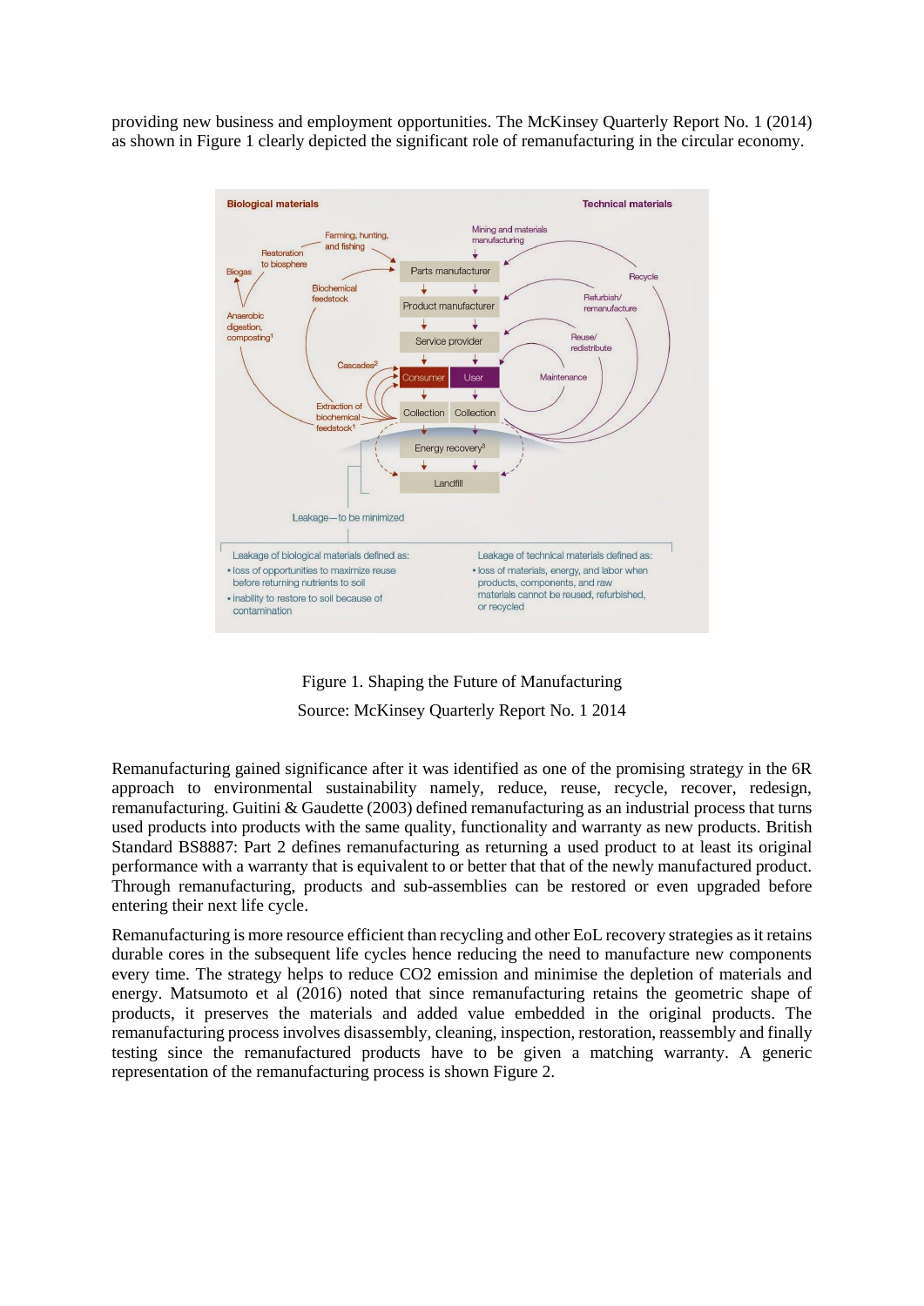providing new business and employment opportunities. The McKinsey Quarterly Report No. 1 (2014) as shown in Figure 1 clearly depicted the significant role of remanufacturing in the circular economy.

Figure 1. Shaping the Future of Manufacturing

Source: McKinsey Quarterly Report No. 1 2014

Remanufacturing gained significance after it was identified as one of the promising strategy in the 6R approach to environmental sustainability namely, reduce, reuse, recycle, recover, redesign, remanufacturing. Guitini & Gaudette (2003) defined remanufacturing as an industrial process that turns used products into products with the same quality, functionality and warranty as new products. British Standard BS8887: Part 2 defines remanufacturing as returning a used product to at least its original performance with a warranty that is equivalent to or better that that of the newly manufactured product. Through remanufacturing, products and sub-assemblies can be restored or even upgraded before entering their next life cycle.

Remanufacturing is more resource efficient than recycling and other EoL recovery strategies as it retains durable cores in the subsequent life cycles hence reducing the need to manufacture new components every time. The strategy helps to reduce $CO_2$ emission and minimise the depletion of materials and energy. Matsumoto et al (2016) noted that since remanufacturing retains the geometric shape of products, it preserves the materials and added value embedded in the original products. The remanufacturing process involves disassembly, cleaning, inspection, restoration, reassembly and finally testing since the remanufactured products have to be given a matching warranty. A generic representation of the remanufacturing process is shown Figure 2.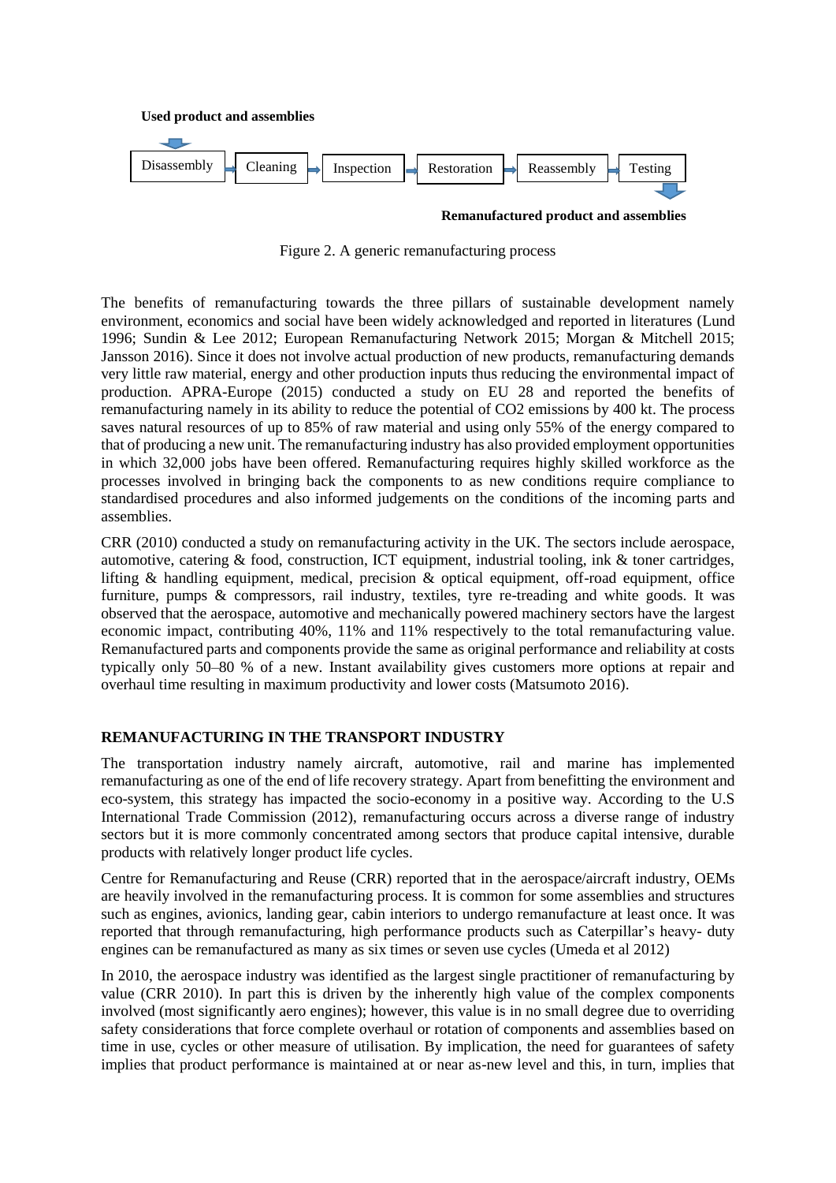**Used product and assemblies**

Disassembly → Cleaning → Inspection → Restoration → Reassembly → Testing

**Remanufactured product and assemblies**

Figure 2. A generic remanufacturing process

The benefits of remanufacturing towards the three pillars of sustainable development namely environment, economics and social have been widely acknowledged and reported in literatures (Lund 1996; Sundin & Lee 2012; European Remanufacturing Network 2015; Morgan & Mitchell 2015; Jansson 2016). Since it does not involve actual production of new products, remanufacturing demands very little raw material, energy and other production inputs thus reducing the environmental impact of production. APRA-Europe (2015) conducted a study on EU 28 and reported the benefits of remanufacturing namely in its ability to reduce the potential of CO2 emissions by 400 kt. The process saves natural resources of up to 85% of raw material and using only 55% of the energy compared to that of producing a new unit. The remanufacturing industry has also provided employment opportunities in which 32,000 jobs have been offered. Remanufacturing requires highly skilled workforce as the processes involved in bringing back the components to as new conditions require compliance to standardised procedures and also informed judgements on the conditions of the incoming parts and assemblies.

CRR (2010) conducted a study on remanufacturing activity in the UK. The sectors include aerospace, automotive, catering & food, construction, ICT equipment, industrial tooling, ink & toner cartridges, lifting & handling equipment, medical, precision & optical equipment, off-road equipment, office furniture, pumps & compressors, rail industry, textiles, tyre re-treading and white goods. It was observed that the aerospace, automotive and mechanically powered machinery sectors have the largest economic impact, contributing 40%, 11% and 11% respectively to the total remanufacturing value. Remanufactured parts and components provide the same as original performance and reliability at costs typically only 50–80 % of a new. Instant availability gives customers more options at repair and overhaul time resulting in maximum productivity and lower costs (Matsumoto 2016).

## REMANUFACTURING IN THE TRANSPORT INDUSTRY

The transportation industry namely aircraft, automotive, rail and marine has implemented remanufacturing as one of the end of life recovery strategy. Apart from benefitting the environment and eco-system, this strategy has impacted the socio-economy in a positive way. According to the U.S International Trade Commission (2012), remanufacturing occurs across a diverse range of industry sectors but it is more commonly concentrated among sectors that produce capital intensive, durable products with relatively longer product life cycles.

Centre for Remanufacturing and Reuse (CRR) reported that in the aerospace/aircraft industry, OEMs are heavily involved in the remanufacturing process. It is common for some assemblies and structures such as engines, avionics, landing gear, cabin interiors to undergo remanufacture at least once. It was reported that through remanufacturing, high performance products such as Caterpillar's heavy- duty engines can be remanufactured as many as six times or seven use cycles (Umeda et al 2012)

In 2010, the aerospace industry was identified as the largest single practitioner of remanufacturing by value (CRR 2010). In part this is driven by the inherently high value of the complex components involved (most significantly aero engines); however, this value is in no small degree due to overriding safety considerations that force complete overhaul or rotation of components and assemblies based on time in use, cycles or other measure of utilisation. By implication, the need for guarantees of safety implies that product performance is maintained at or near as-new level and this, in turn, implies that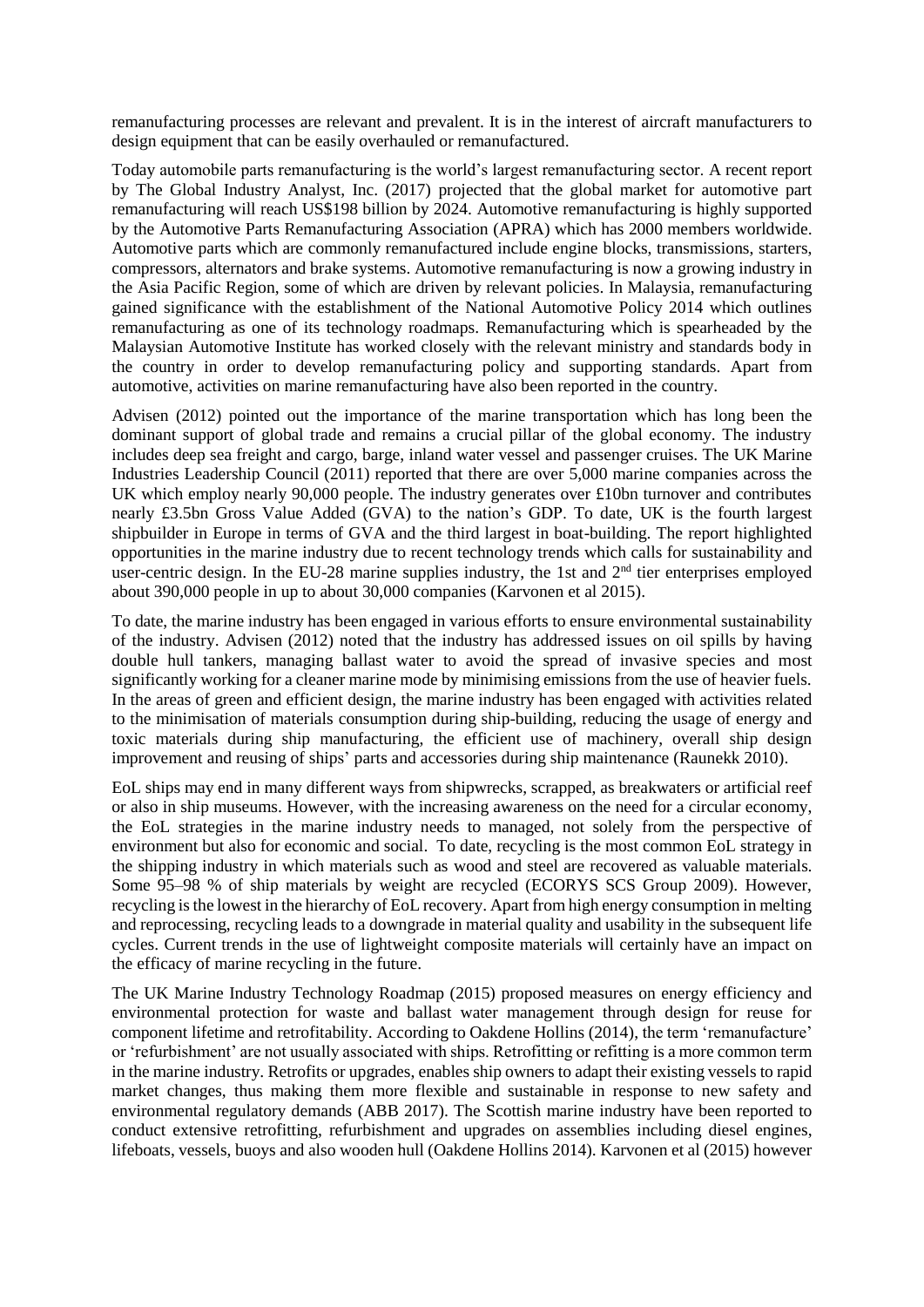remanufacturing processes are relevant and prevalent. It is in the interest of aircraft manufacturers to design equipment that can be easily overhauled or remanufactured.

Today automobile parts remanufacturing is the world's largest remanufacturing sector. A recent report by The Global Industry Analyst, Inc. (2017) projected that the global market for automotive part remanufacturing will reach US$198 billion by 2024. Automotive remanufacturing is highly supported by the Automotive Parts Remanufacturing Association (APRA) which has 2000 members worldwide. Automotive parts which are commonly remanufactured include engine blocks, transmissions, starters, compressors, alternators and brake systems. Automotive remanufacturing is now a growing industry in the Asia Pacific Region, some of which are driven by relevant policies. In Malaysia, remanufacturing gained significance with the establishment of the National Automotive Policy 2014 which outlines remanufacturing as one of its technology roadmaps. Remanufacturing which is spearheaded by the Malaysian Automotive Institute has worked closely with the relevant ministry and standards body in the country in order to develop remanufacturing policy and supporting standards. Apart from automotive, activities on marine remanufacturing have also been reported in the country.

Advisen (2012) pointed out the importance of the marine transportation which has long been the dominant support of global trade and remains a crucial pillar of the global economy. The industry includes deep sea freight and cargo, barge, inland water vessel and passenger cruises. The UK Marine Industries Leadership Council (2011) reported that there are over 5,000 marine companies across the UK which employ nearly 90,000 people. The industry generates over £10bn turnover and contributes nearly £3.5bn Gross Value Added (GVA) to the nation's GDP. To date, UK is the fourth largest shipbuilder in Europe in terms of GVA and the third largest in boat-building. The report highlighted opportunities in the marine industry due to recent technology trends which calls for sustainability and user-centric design. In the EU-28 marine supplies industry, the 1st and 2nd tier enterprises employed about 390,000 people in up to about 30,000 companies (Karvonen et al 2015).

To date, the marine industry has been engaged in various efforts to ensure environmental sustainability of the industry. Advisen (2012) noted that the industry has addressed issues on oil spills by having double hull tankers, managing ballast water to avoid the spread of invasive species and most significantly working for a cleaner marine mode by minimising emissions from the use of heavier fuels. In the areas of green and efficient design, the marine industry has been engaged with activities related to the minimisation of materials consumption during ship-building, reducing the usage of energy and toxic materials during ship manufacturing, the efficient use of machinery, overall ship design improvement and reusing of ships' parts and accessories during ship maintenance (Raunekk 2010).

EoL ships may end in many different ways from shipwrecks, scrapped, as breakwaters or artificial reef or also in ship museums. However, with the increasing awareness on the need for a circular economy, the EoL strategies in the marine industry needs to managed, not solely from the perspective of environment but also for economic and social. To date, recycling is the most common EoL strategy in the shipping industry in which materials such as wood and steel are recovered as valuable materials. Some 95–98 % of ship materials by weight are recycled (ECORYS SCS Group 2009). However, recycling is the lowest in the hierarchy of EoL recovery. Apart from high energy consumption in melting and reprocessing, recycling leads to a downgrade in material quality and usability in the subsequent life cycles. Current trends in the use of lightweight composite materials will certainly have an impact on the efficacy of marine recycling in the future.

The UK Marine Industry Technology Roadmap (2015) proposed measures on energy efficiency and environmental protection for waste and ballast water management through design for reuse for component lifetime and retrofitability. According to Oakdene Hollins (2014), the term 'remanufacture' or 'refurbishment' are not usually associated with ships. Retrofitting or refitting is a more common term in the marine industry. Retrofits or upgrades, enables ship owners to adapt their existing vessels to rapid market changes, thus making them more flexible and sustainable in response to new safety and environmental regulatory demands (ABB 2017). The Scottish marine industry have been reported to conduct extensive retrofitting, refurbishment and upgrades on assemblies including diesel engines, lifeboats, vessels, buoys and also wooden hull (Oakdene Hollins 2014). Karvonen et al (2015) however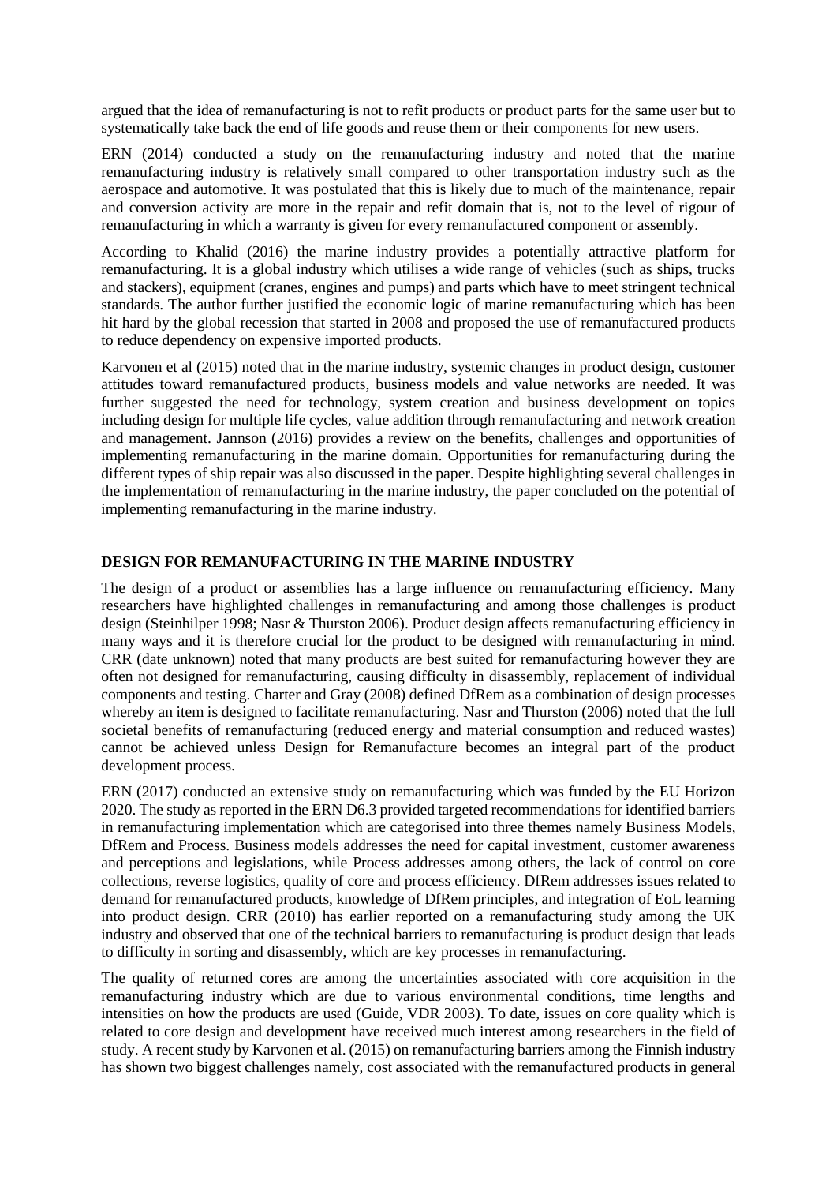argued that the idea of remanufacturing is not to refit products or product parts for the same user but to systematically take back the end of life goods and reuse them or their components for new users.

ERN (2014) conducted a study on the remanufacturing industry and noted that the marine remanufacturing industry is relatively small compared to other transportation industry such as the aerospace and automotive. It was postulated that this is likely due to much of the maintenance, repair and conversion activity are more in the repair and refit domain that is, not to the level of rigour of remanufacturing in which a warranty is given for every remanufactured component or assembly.

According to Khalid (2016) the marine industry provides a potentially attractive platform for remanufacturing. It is a global industry which utilises a wide range of vehicles (such as ships, trucks and stackers), equipment (cranes, engines and pumps) and parts which have to meet stringent technical standards. The author further justified the economic logic of marine remanufacturing which has been hit hard by the global recession that started in 2008 and proposed the use of remanufactured products to reduce dependency on expensive imported products.

Karvonen et al (2015) noted that in the marine industry, systemic changes in product design, customer attitudes toward remanufactured products, business models and value networks are needed. It was further suggested the need for technology, system creation and business development on topics including design for multiple life cycles, value addition through remanufacturing and network creation and management. Jannson (2016) provides a review on the benefits, challenges and opportunities of implementing remanufacturing in the marine domain. Opportunities for remanufacturing during the different types of ship repair was also discussed in the paper. Despite highlighting several challenges in the implementation of remanufacturing in the marine industry, the paper concluded on the potential of implementing remanufacturing in the marine industry.

## DESIGN FOR REMANUFACTURING IN THE MARINE INDUSTRY

The design of a product or assemblies has a large influence on remanufacturing efficiency. Many researchers have highlighted challenges in remanufacturing and among those challenges is product design (Steinhilper 1998; Nasr & Thurston 2006). Product design affects remanufacturing efficiency in many ways and it is therefore crucial for the product to be designed with remanufacturing in mind. CRR (date unknown) noted that many products are best suited for remanufacturing however they are often not designed for remanufacturing, causing difficulty in disassembly, replacement of individual components and testing. Charter and Gray (2008) defined DfRem as a combination of design processes whereby an item is designed to facilitate remanufacturing. Nasr and Thurston (2006) noted that the full societal benefits of remanufacturing (reduced energy and material consumption and reduced wastes) cannot be achieved unless Design for Remanufacture becomes an integral part of the product development process.

ERN (2017) conducted an extensive study on remanufacturing which was funded by the EU Horizon 2020. The study as reported in the ERN D6.3 provided targeted recommendations for identified barriers in remanufacturing implementation which are categorised into three themes namely Business Models, DfRem and Process. Business models addresses the need for capital investment, customer awareness and perceptions and legislations, while Process addresses among others, the lack of control on core collections, reverse logistics, quality of core and process efficiency. DfRem addresses issues related to demand for remanufactured products, knowledge of DfRem principles, and integration of EoL learning into product design. CRR (2010) has earlier reported on a remanufacturing study among the UK industry and observed that one of the technical barriers to remanufacturing is product design that leads to difficulty in sorting and disassembly, which are key processes in remanufacturing.

The quality of returned cores are among the uncertainties associated with core acquisition in the remanufacturing industry which are due to various environmental conditions, time lengths and intensities on how the products are used (Guide, VDR 2003). To date, issues on core quality which is related to core design and development have received much interest among researchers in the field of study. A recent study by Karvonen et al. (2015) on remanufacturing barriers among the Finnish industry has shown two biggest challenges namely, cost associated with the remanufactured products in general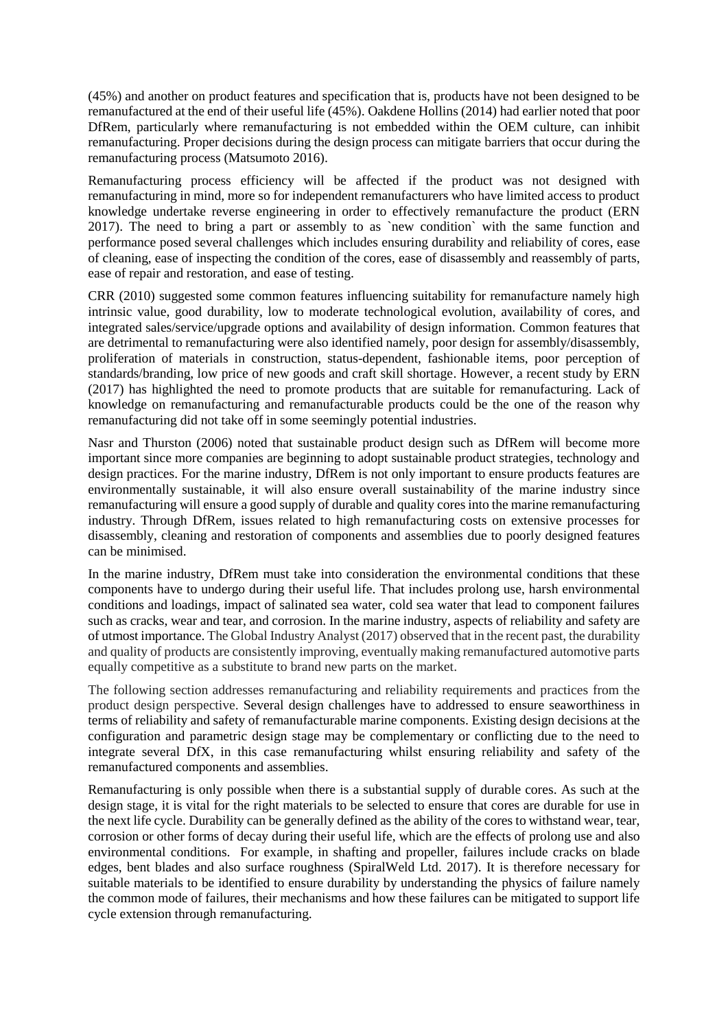(45%) and another on product features and specification that is, products have not been designed to be remanufactured at the end of their useful life (45%). Oakdene Hollins (2014) had earlier noted that poor DfRem, particularly where remanufacturing is not embedded within the OEM culture, can inhibit remanufacturing. Proper decisions during the design process can mitigate barriers that occur during the remanufacturing process (Matsumoto 2016).

Remanufacturing process efficiency will be affected if the product was not designed with remanufacturing in mind, more so for independent remanufacturers who have limited access to product knowledge undertake reverse engineering in order to effectively remanufacture the product (ERN 2017). The need to bring a part or assembly to as `new condition` with the same function and performance posed several challenges which includes ensuring durability and reliability of cores, ease of cleaning, ease of inspecting the condition of the cores, ease of disassembly and reassembly of parts, ease of repair and restoration, and ease of testing.

CRR (2010) suggested some common features influencing suitability for remanufacture namely high intrinsic value, good durability, low to moderate technological evolution, availability of cores, and integrated sales/service/upgrade options and availability of design information. Common features that are detrimental to remanufacturing were also identified namely, poor design for assembly/disassembly, proliferation of materials in construction, status-dependent, fashionable items, poor perception of standards/branding, low price of new goods and craft skill shortage. However, a recent study by ERN (2017) has highlighted the need to promote products that are suitable for remanufacturing. Lack of knowledge on remanufacturing and remanufacturable products could be the one of the reason why remanufacturing did not take off in some seemingly potential industries.

Nasr and Thurston (2006) noted that sustainable product design such as DfRem will become more important since more companies are beginning to adopt sustainable product strategies, technology and design practices. For the marine industry, DfRem is not only important to ensure products features are environmentally sustainable, it will also ensure overall sustainability of the marine industry since remanufacturing will ensure a good supply of durable and quality cores into the marine remanufacturing industry. Through DfRem, issues related to high remanufacturing costs on extensive processes for disassembly, cleaning and restoration of components and assemblies due to poorly designed features can be minimised.

In the marine industry, DfRem must take into consideration the environmental conditions that these components have to undergo during their useful life. That includes prolong use, harsh environmental conditions and loadings, impact of salinated sea water, cold sea water that lead to component failures such as cracks, wear and tear, and corrosion. In the marine industry, aspects of reliability and safety are of utmost importance. The Global Industry Analyst (2017) observed that in the recent past, the durability and quality of products are consistently improving, eventually making remanufactured automotive parts equally competitive as a substitute to brand new parts on the market.

The following section addresses remanufacturing and reliability requirements and practices from the product design perspective. Several design challenges have to addressed to ensure seaworthiness in terms of reliability and safety of remanufacturable marine components. Existing design decisions at the configuration and parametric design stage may be complementary or conflicting due to the need to integrate several DfX, in this case remanufacturing whilst ensuring reliability and safety of the remanufactured components and assemblies.

Remanufacturing is only possible when there is a substantial supply of durable cores. As such at the design stage, it is vital for the right materials to be selected to ensure that cores are durable for use in the next life cycle. Durability can be generally defined as the ability of the cores to withstand wear, tear, corrosion or other forms of decay during their useful life, which are the effects of prolong use and also environmental conditions. For example, in shafting and propeller, failures include cracks on blade edges, bent blades and also surface roughness (SpiralWeld Ltd. 2017). It is therefore necessary for suitable materials to be identified to ensure durability by understanding the physics of failure namely the common mode of failures, their mechanisms and how these failures can be mitigated to support life cycle extension through remanufacturing.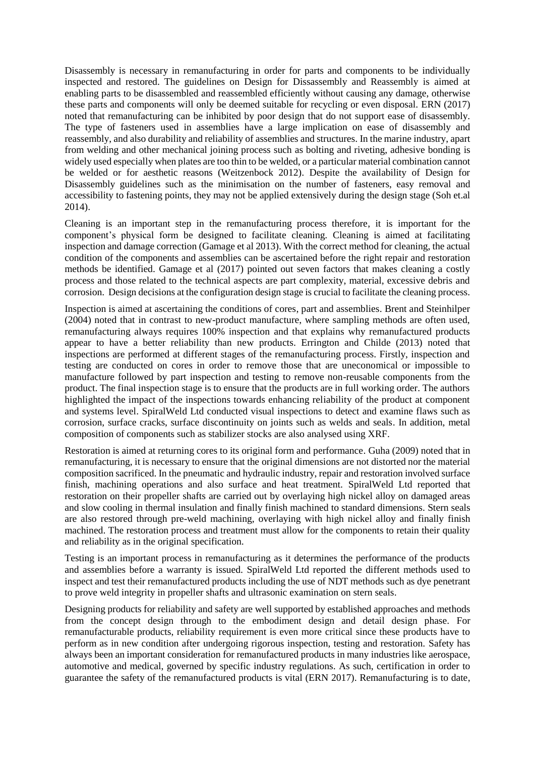Disassembly is necessary in remanufacturing in order for parts and components to be individually inspected and restored. The guidelines on Design for Dissassembly and Reassembly is aimed at enabling parts to be disassembled and reassembled efficiently without causing any damage, otherwise these parts and components will only be deemed suitable for recycling or even disposal. ERN (2017) noted that remanufacturing can be inhibited by poor design that do not support ease of disassembly. The type of fasteners used in assemblies have a large implication on ease of disassembly and reassembly, and also durability and reliability of assemblies and structures. In the marine industry, apart from welding and other mechanical joining process such as bolting and riveting, adhesive bonding is widely used especially when plates are too thin to be welded, or a particular material combination cannot be welded or for aesthetic reasons (Weitzenbock 2012). Despite the availability of Design for Disassembly guidelines such as the minimisation on the number of fasteners, easy removal and accessibility to fastening points, they may not be applied extensively during the design stage (Soh et.al 2014).

Cleaning is an important step in the remanufacturing process therefore, it is important for the component's physical form be designed to facilitate cleaning. Cleaning is aimed at facilitating inspection and damage correction (Gamage et al 2013). With the correct method for cleaning, the actual condition of the components and assemblies can be ascertained before the right repair and restoration methods be identified. Gamage et al (2017) pointed out seven factors that makes cleaning a costly process and those related to the technical aspects are part complexity, material, excessive debris and corrosion. Design decisions at the configuration design stage is crucial to facilitate the cleaning process.

Inspection is aimed at ascertaining the conditions of cores, part and assemblies. Brent and Steinhilper (2004) noted that in contrast to new-product manufacture, where sampling methods are often used, remanufacturing always requires 100% inspection and that explains why remanufactured products appear to have a better reliability than new products. Errington and Childe (2013) noted that inspections are performed at different stages of the remanufacturing process. Firstly, inspection and testing are conducted on cores in order to remove those that are uneconomical or impossible to manufacture followed by part inspection and testing to remove non-reusable components from the product. The final inspection stage is to ensure that the products are in full working order. The authors highlighted the impact of the inspections towards enhancing reliability of the product at component and systems level. SpiralWeld Ltd conducted visual inspections to detect and examine flaws such as corrosion, surface cracks, surface discontinuity on joints such as welds and seals. In addition, metal composition of components such as stabilizer stocks are also analysed using XRF.

Restoration is aimed at returning cores to its original form and performance. Guha (2009) noted that in remanufacturing, it is necessary to ensure that the original dimensions are not distorted nor the material composition sacrificed. In the pneumatic and hydraulic industry, repair and restoration involved surface finish, machining operations and also surface and heat treatment. SpiralWeld Ltd reported that restoration on their propeller shafts are carried out by overlaying high nickel alloy on damaged areas and slow cooling in thermal insulation and finally finish machined to standard dimensions. Stern seals are also restored through pre-weld machining, overlaying with high nickel alloy and finally finish machined. The restoration process and treatment must allow for the components to retain their quality and reliability as in the original specification.

Testing is an important process in remanufacturing as it determines the performance of the products and assemblies before a warranty is issued. SpiralWeld Ltd reported the different methods used to inspect and test their remanufactured products including the use of NDT methods such as dye penetrant to prove weld integrity in propeller shafts and ultrasonic examination on stern seals.

Designing products for reliability and safety are well supported by established approaches and methods from the concept design through to the embodiment design and detail design phase. For remanufacturable products, reliability requirement is even more critical since these products have to perform as in new condition after undergoing rigorous inspection, testing and restoration. Safety has always been an important consideration for remanufactured products in many industries like aerospace, automotive and medical, governed by specific industry regulations. As such, certification in order to guarantee the safety of the remanufactured products is vital (ERN 2017). Remanufacturing is to date,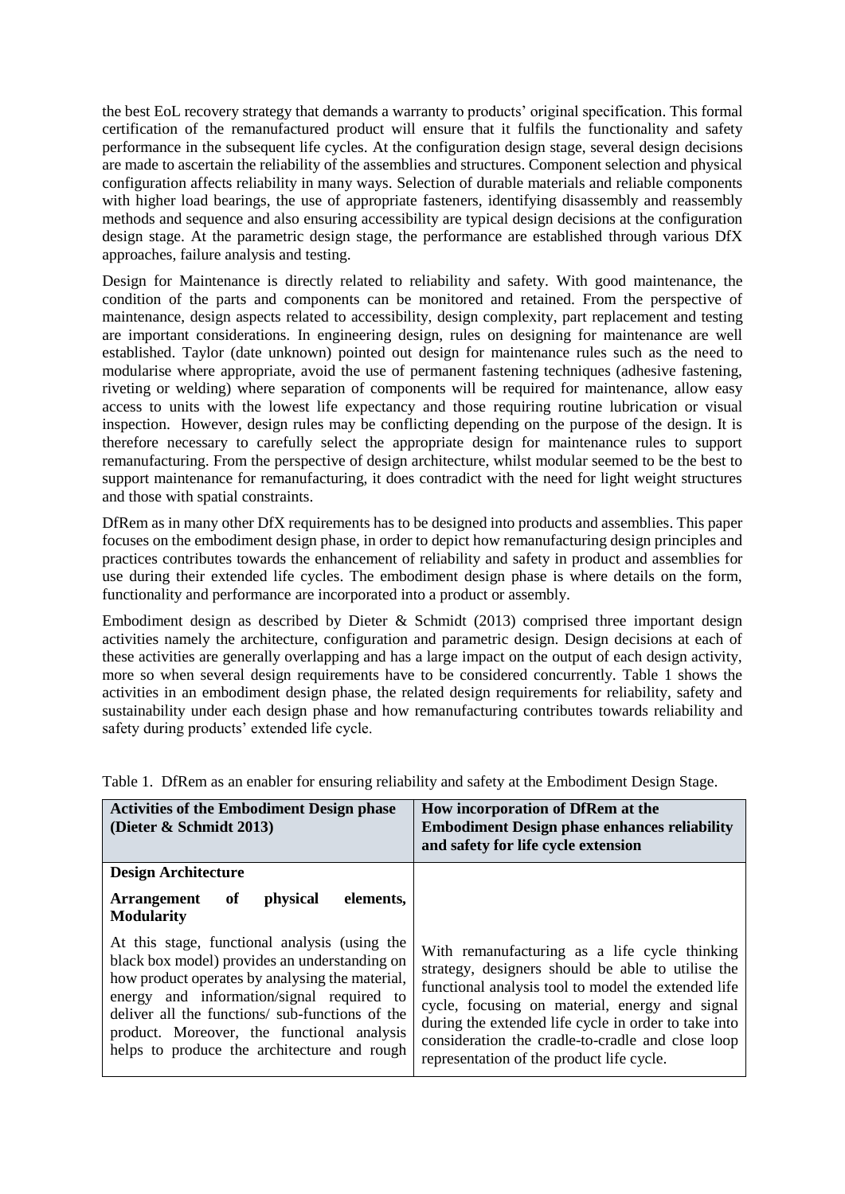the best EoL recovery strategy that demands a warranty to products' original specification. This formal certification of the remanufactured product will ensure that it fulfils the functionality and safety performance in the subsequent life cycles. At the configuration design stage, several design decisions are made to ascertain the reliability of the assemblies and structures. Component selection and physical configuration affects reliability in many ways. Selection of durable materials and reliable components with higher load bearings, the use of appropriate fasteners, identifying disassembly and reassembly methods and sequence and also ensuring accessibility are typical design decisions at the configuration design stage. At the parametric design stage, the performance are established through various DfX approaches, failure analysis and testing.

Design for Maintenance is directly related to reliability and safety. With good maintenance, the condition of the parts and components can be monitored and retained. From the perspective of maintenance, design aspects related to accessibility, design complexity, part replacement and testing are important considerations. In engineering design, rules on designing for maintenance are well established. Taylor (date unknown) pointed out design for maintenance rules such as the need to modularise where appropriate, avoid the use of permanent fastening techniques (adhesive fastening, riveting or welding) where separation of components will be required for maintenance, allow easy access to units with the lowest life expectancy and those requiring routine lubrication or visual inspection. However, design rules may be conflicting depending on the purpose of the design. It is therefore necessary to carefully select the appropriate design for maintenance rules to support remanufacturing. From the perspective of design architecture, whilst modular seemed to be the best to support maintenance for remanufacturing, it does contradict with the need for light weight structures and those with spatial constraints.

DfRem as in many other DfX requirements has to be designed into products and assemblies. This paper focuses on the embodiment design phase, in order to depict how remanufacturing design principles and practices contributes towards the enhancement of reliability and safety in product and assemblies for use during their extended life cycles. The embodiment design phase is where details on the form, functionality and performance are incorporated into a product or assembly.

Embodiment design as described by Dieter & Schmidt (2013) comprised three important design activities namely the architecture, configuration and parametric design. Design decisions at each of these activities are generally overlapping and has a large impact on the output of each design activity, more so when several design requirements have to be considered concurrently. Table 1 shows the activities in an embodiment design phase, the related design requirements for reliability, safety and sustainability under each design phase and how remanufacturing contributes towards reliability and safety during products' extended life cycle.

Table 1. DfRem as an enabler for ensuring reliability and safety at the Embodiment Design Stage.

| Activities of the Embodiment Design phase (Dieter & Schmidt 2013) | How incorporation of DfRem at the Embodiment Design phase enhances reliability and safety for life cycle extension |
|---|---|
| **Design Architecture** | |
| **Arrangement of physical elements, Modularity** | |
| At this stage, functional analysis (using the black box model) provides an understanding on how product operates by analysing the material, energy and information/signal required to deliver all the functions/ sub-functions of the product. Moreover, the functional analysis helps to produce the architecture and rough | With remanufacturing as a life cycle thinking strategy, designers should be able to utilise the functional analysis tool to model the extended life cycle, focusing on material, energy and signal during the extended life cycle in order to take into consideration the cradle-to-cradle and close loop representation of the product life cycle. |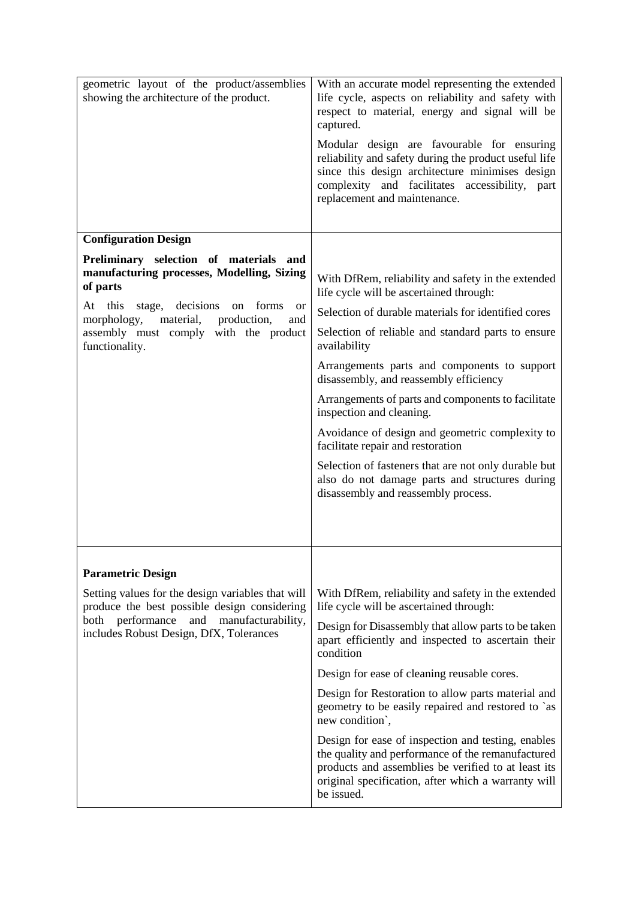| geometric layout of the product/assemblies showing the architecture of the product. | With an accurate model representing the extended life cycle, aspects on reliability and safety with respect to material, energy and signal will be captured.<br><br>Modular design are favourable for ensuring reliability and safety during the product useful life since this design architecture minimises design complexity and facilitates accessibility, part replacement and maintenance. |
|---|---|
| **Configuration Design**<br><br>**Preliminary selection of materials and manufacturing processes, Modelling, Sizing of parts**<br><br>At this stage, decisions on forms or morphology, material, production, and assembly must comply with the product functionality. | With DfRem, reliability and safety in the extended life cycle will be ascertained through:<br><br>Selection of durable materials for identified cores<br><br>Selection of reliable and standard parts to ensure availability<br><br>Arrangements parts and components to support disassembly, and reassembly efficiency<br><br>Arrangements of parts and components to facilitate inspection and cleaning.<br><br>Avoidance of design and geometric complexity to facilitate repair and restoration<br><br>Selection of fasteners that are not only durable but also do not damage parts and structures during disassembly and reassembly process. |
| **Parametric Design**<br><br>Setting values for the design variables that will produce the best possible design considering both performance and manufacturability, includes Robust Design, DfX, Tolerances | With DfRem, reliability and safety in the extended life cycle will be ascertained through:<br><br>Design for Disassembly that allow parts to be taken apart efficiently and inspected to ascertain their condition<br><br>Design for ease of cleaning reusable cores.<br><br>Design for Restoration to allow parts material and geometry to be easily repaired and restored to `as new condition`,<br><br>Design for ease of inspection and testing, enables the quality and performance of the remanufactured products and assemblies be verified to at least its original specification, after which a warranty will be issued. |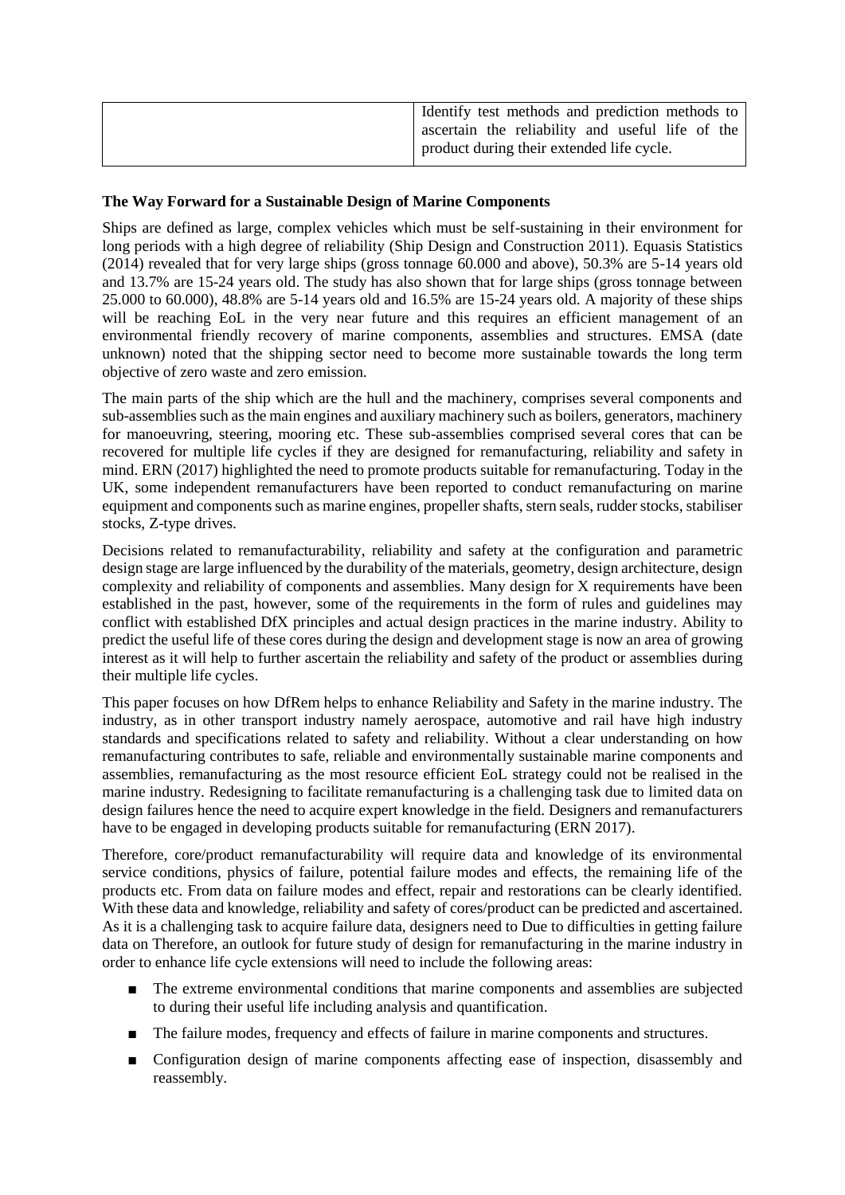| | |
|---|---|
| | Identify test methods and prediction methods to ascertain the reliability and useful life of the product during their extended life cycle. |

**The Way Forward for a Sustainable Design of Marine Components**

Ships are defined as large, complex vehicles which must be self-sustaining in their environment for long periods with a high degree of reliability (Ship Design and Construction 2011). Equasis Statistics (2014) revealed that for very large ships (gross tonnage 60.000 and above), 50.3% are 5-14 years old and 13.7% are 15-24 years old. The study has also shown that for large ships (gross tonnage between 25.000 to 60.000), 48.8% are 5-14 years old and 16.5% are 15-24 years old. A majority of these ships will be reaching EoL in the very near future and this requires an efficient management of an environmental friendly recovery of marine components, assemblies and structures. EMSA (date unknown) noted that the shipping sector need to become more sustainable towards the long term objective of zero waste and zero emission.

The main parts of the ship which are the hull and the machinery, comprises several components and sub-assemblies such as the main engines and auxiliary machinery such as boilers, generators, machinery for manoeuvring, steering, mooring etc. These sub-assemblies comprised several cores that can be recovered for multiple life cycles if they are designed for remanufacturing, reliability and safety in mind. ERN (2017) highlighted the need to promote products suitable for remanufacturing. Today in the UK, some independent remanufacturers have been reported to conduct remanufacturing on marine equipment and components such as marine engines, propeller shafts, stern seals, rudder stocks, stabiliser stocks, Z-type drives.

Decisions related to remanufacturability, reliability and safety at the configuration and parametric design stage are large influenced by the durability of the materials, geometry, design architecture, design complexity and reliability of components and assemblies. Many design for X requirements have been established in the past, however, some of the requirements in the form of rules and guidelines may conflict with established DfX principles and actual design practices in the marine industry. Ability to predict the useful life of these cores during the design and development stage is now an area of growing interest as it will help to further ascertain the reliability and safety of the product or assemblies during their multiple life cycles.

This paper focuses on how DfRem helps to enhance Reliability and Safety in the marine industry. The industry, as in other transport industry namely aerospace, automotive and rail have high industry standards and specifications related to safety and reliability. Without a clear understanding on how remanufacturing contributes to safe, reliable and environmentally sustainable marine components and assemblies, remanufacturing as the most resource efficient EoL strategy could not be realised in the marine industry. Redesigning to facilitate remanufacturing is a challenging task due to limited data on design failures hence the need to acquire expert knowledge in the field. Designers and remanufacturers have to be engaged in developing products suitable for remanufacturing (ERN 2017).

Therefore, core/product remanufacturability will require data and knowledge of its environmental service conditions, physics of failure, potential failure modes and effects, the remaining life of the products etc. From data on failure modes and effect, repair and restorations can be clearly identified. With these data and knowledge, reliability and safety of cores/product can be predicted and ascertained. As it is a challenging task to acquire failure data, designers need to Due to difficulties in getting failure data on Therefore, an outlook for future study of design for remanufacturing in the marine industry in order to enhance life cycle extensions will need to include the following areas:

- The extreme environmental conditions that marine components and assemblies are subjected to during their useful life including analysis and quantification.
- The failure modes, frequency and effects of failure in marine components and structures.
- Configuration design of marine components affecting ease of inspection, disassembly and reassembly.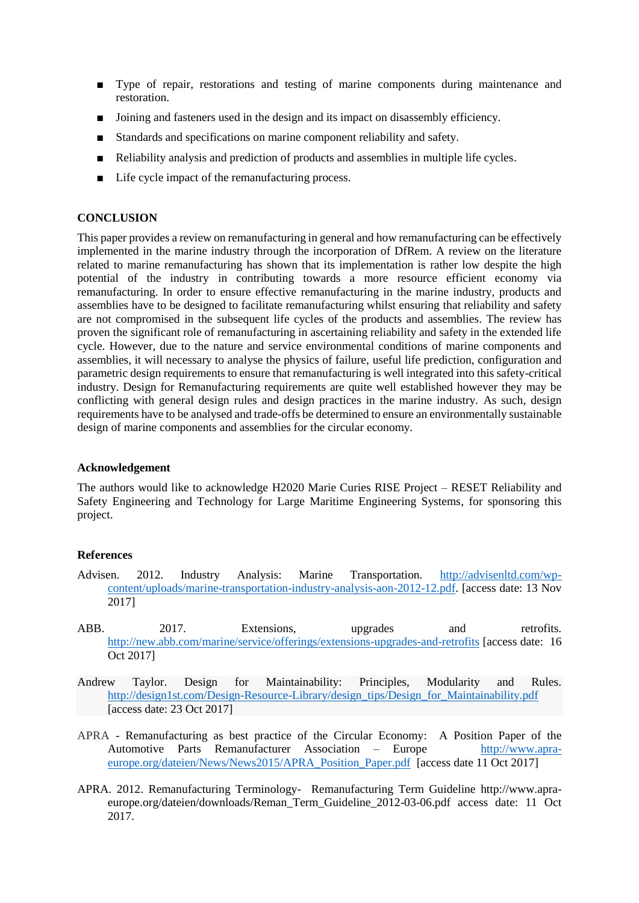- Type of repair, restorations and testing of marine components during maintenance and restoration.
- Joining and fasteners used in the design and its impact on disassembly efficiency.
- Standards and specifications on marine component reliability and safety.
- Reliability analysis and prediction of products and assemblies in multiple life cycles.
- Life cycle impact of the remanufacturing process.

## CONCLUSION

This paper provides a review on remanufacturing in general and how remanufacturing can be effectively implemented in the marine industry through the incorporation of DfRem. A review on the literature related to marine remanufacturing has shown that its implementation is rather low despite the high potential of the industry in contributing towards a more resource efficient economy via remanufacturing. In order to ensure effective remanufacturing in the marine industry, products and assemblies have to be designed to facilitate remanufacturing whilst ensuring that reliability and safety are not compromised in the subsequent life cycles of the products and assemblies. The review has proven the significant role of remanufacturing in ascertaining reliability and safety in the extended life cycle. However, due to the nature and service environmental conditions of marine components and assemblies, it will necessary to analyse the physics of failure, useful life prediction, configuration and parametric design requirements to ensure that remanufacturing is well integrated into this safety-critical industry. Design for Remanufacturing requirements are quite well established however they may be conflicting with general design rules and design practices in the marine industry. As such, design requirements have to be analysed and trade-offs be determined to ensure an environmentally sustainable design of marine components and assemblies for the circular economy.

### Acknowledgement

The authors would like to acknowledge H2020 Marie Curies RISE Project – RESET Reliability and Safety Engineering and Technology for Large Maritime Engineering Systems, for sponsoring this project.

### References

Advisen. 2012. Industry Analysis: Marine Transportation. http://advisenltd.com/wp-content/uploads/marine-transportation-industry-analysis-aon-2012-12.pdf. [access date: 13 Nov 2017]

ABB. 2017. Extensions, upgrades and retrofits. http://new.abb.com/marine/service/offerings/extensions-upgrades-and-retrofits [access date: 16 Oct 2017]

Andrew Taylor. Design for Maintainability: Principles, Modularity and Rules. http://design1st.com/Design-Resource-Library/design_tips/Design_for_Maintainability.pdf [access date: 23 Oct 2017]

APRA - Remanufacturing as best practice of the Circular Economy: A Position Paper of the Automotive Parts Remanufacturer Association – Europe http://www.apra-europe.org/dateien/News/News2015/APRA_Position_Paper.pdf [access date 11 Oct 2017]

APRA. 2012. Remanufacturing Terminology- Remanufacturing Term Guideline http://www.apra-europe.org/dateien/downloads/Reman_Term_Guideline_2012-03-06.pdf access date: 11 Oct 2017.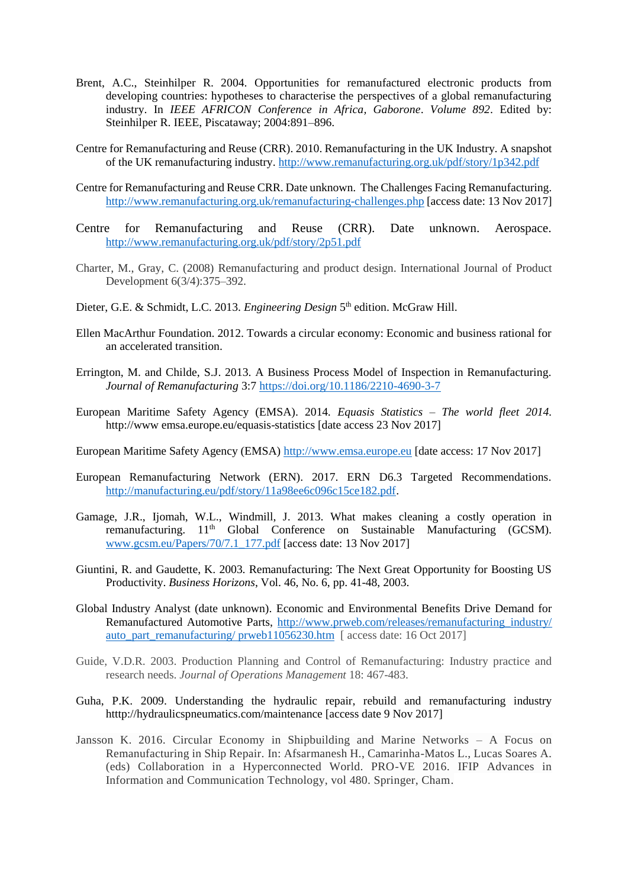Brent, A.C., Steinhilper R. 2004. Opportunities for remanufactured electronic products from developing countries: hypotheses to characterise the perspectives of a global remanufacturing industry. In *IEEE AFRICON Conference in Africa, Gaborone*. *Volume 892*. Edited by: Steinhilper R. IEEE, Piscataway; 2004:891–896.

Centre for Remanufacturing and Reuse (CRR). 2010. Remanufacturing in the UK Industry. A snapshot of the UK remanufacturing industry. http://www.remanufacturing.org.uk/pdf/story/1p342.pdf

Centre for Remanufacturing and Reuse CRR. Date unknown. The Challenges Facing Remanufacturing. http://www.remanufacturing.org.uk/remanufacturing-challenges.php [access date: 13 Nov 2017]

Centre for Remanufacturing and Reuse (CRR). Date unknown. Aerospace. http://www.remanufacturing.org.uk/pdf/story/2p51.pdf

Charter, M., Gray, C. (2008) Remanufacturing and product design. International Journal of Product Development 6(3/4):375–392.

Dieter, G.E. & Schmidt, L.C. 2013. *Engineering Design* 5th edition. McGraw Hill.

Ellen MacArthur Foundation. 2012. Towards a circular economy: Economic and business rational for an accelerated transition.

Errington, M. and Childe, S.J. 2013. A Business Process Model of Inspection in Remanufacturing. *Journal of Remanufacturing* 3:7 https://doi.org/10.1186/2210-4690-3-7

European Maritime Safety Agency (EMSA). 2014. *Equasis Statistics – The world fleet 2014*. http://www emsa.europe.eu/equasis-statistics [date access 23 Nov 2017]

European Maritime Safety Agency (EMSA) http://www.emsa.europe.eu [date access: 17 Nov 2017]

European Remanufacturing Network (ERN). 2017. ERN D6.3 Targeted Recommendations. http://manufacturing.eu/pdf/story/11a98ee6c096c15ce182.pdf.

Gamage, J.R., Ijomah, W.L., Windmill, J. 2013. What makes cleaning a costly operation in remanufacturing. 11th Global Conference on Sustainable Manufacturing (GCSM). www.gcsm.eu/Papers/70/7.1_177.pdf [access date: 13 Nov 2017]

Giuntini, R. and Gaudette, K. 2003. Remanufacturing: The Next Great Opportunity for Boosting US Productivity. *Business Horizons*, Vol. 46, No. 6, pp. 41-48, 2003.

Global Industry Analyst (date unknown). Economic and Environmental Benefits Drive Demand for Remanufactured Automotive Parts, http://www.prweb.com/releases/remanufacturing_industry/auto_part_remanufacturing/ prweb11056230.htm [ access date: 16 Oct 2017]

Guide, V.D.R. 2003. Production Planning and Control of Remanufacturing: Industry practice and research needs. *Journal of Operations Management* 18: 467-483.

Guha, P.K. 2009. Understanding the hydraulic repair, rebuild and remanufacturing industry htttp://hydraulicspneumatics.com/maintenance [access date 9 Nov 2017]

Jansson K. 2016. Circular Economy in Shipbuilding and Marine Networks – A Focus on Remanufacturing in Ship Repair. In: Afsarmanesh H., Camarinha-Matos L., Lucas Soares A. (eds) Collaboration in a Hyperconnected World. PRO-VE 2016. IFIP Advances in Information and Communication Technology, vol 480. Springer, Cham.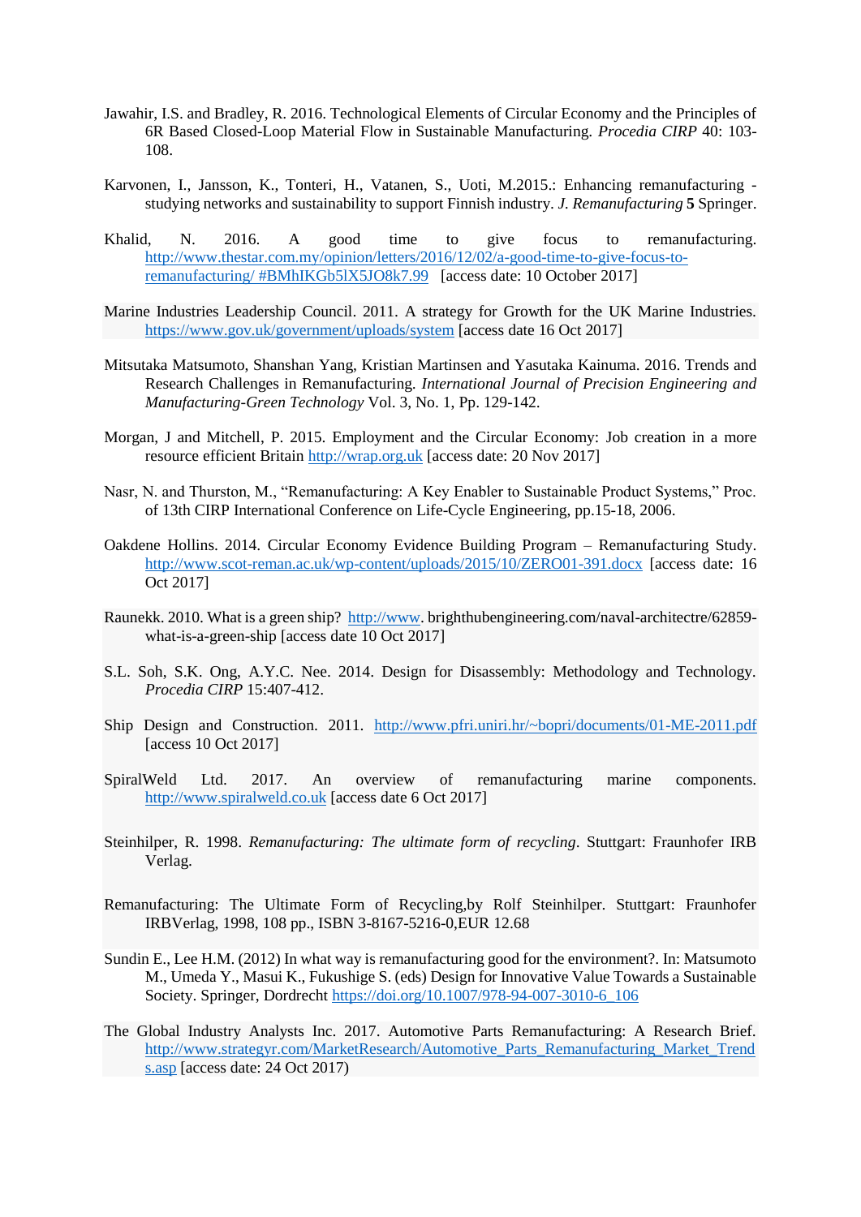Jawahir, I.S. and Bradley, R. 2016. Technological Elements of Circular Economy and the Principles of 6R Based Closed-Loop Material Flow in Sustainable Manufacturing. *Procedia CIRP* 40: 103-108.

Karvonen, I., Jansson, K., Tonteri, H., Vatanen, S., Uoti, M.2015.: Enhancing remanufacturing - studying networks and sustainability to support Finnish industry. *J. Remanufacturing* **5** Springer.

Khalid, N. 2016. A good time to give focus to remanufacturing. http://www.thestar.com.my/opinion/letters/2016/12/02/a-good-time-to-give-focus-to-remanufacturing/ #BMhIKGb5lX5JO8k7.99 [access date: 10 October 2017]

Marine Industries Leadership Council. 2011. A strategy for Growth for the UK Marine Industries. https://www.gov.uk/government/uploads/system [access date 16 Oct 2017]

Mitsutaka Matsumoto, Shanshan Yang, Kristian Martinsen and Yasutaka Kainuma. 2016. Trends and Research Challenges in Remanufacturing. *International Journal of Precision Engineering and Manufacturing-Green Technology* Vol. 3, No. 1, Pp. 129-142.

Morgan, J and Mitchell, P. 2015. Employment and the Circular Economy: Job creation in a more resource efficient Britain http://wrap.org.uk [access date: 20 Nov 2017]

Nasr, N. and Thurston, M., "Remanufacturing: A Key Enabler to Sustainable Product Systems," Proc. of 13th CIRP International Conference on Life-Cycle Engineering, pp.15-18, 2006.

Oakdene Hollins. 2014. Circular Economy Evidence Building Program – Remanufacturing Study. http://www.scot-reman.ac.uk/wp-content/uploads/2015/10/ZERO01-391.docx [access date: 16 Oct 2017]

Raunekk. 2010. What is a green ship? http://www. brighthubengineering.com/naval-architectre/62859-what-is-a-green-ship [access date 10 Oct 2017]

S.L. Soh, S.K. Ong, A.Y.C. Nee. 2014. Design for Disassembly: Methodology and Technology. *Procedia CIRP* 15:407-412.

Ship Design and Construction. 2011. http://www.pfri.uniri.hr/~bopri/documents/01-ME-2011.pdf [access 10 Oct 2017]

SpiralWeld Ltd. 2017. An overview of remanufacturing marine components. http://www.spiralweld.co.uk [access date 6 Oct 2017]

Steinhilper, R. 1998. *Remanufacturing: The ultimate form of recycling*. Stuttgart: Fraunhofer IRB Verlag.

Remanufacturing: The Ultimate Form of Recycling,by Rolf Steinhilper. Stuttgart: Fraunhofer IRBVerlag, 1998, 108 pp., ISBN 3-8167-5216-0,EUR 12.68

Sundin E., Lee H.M. (2012) In what way is remanufacturing good for the environment?. In: Matsumoto M., Umeda Y., Masui K., Fukushige S. (eds) Design for Innovative Value Towards a Sustainable Society. Springer, Dordrecht https://doi.org/10.1007/978-94-007-3010-6_106

The Global Industry Analysts Inc. 2017. Automotive Parts Remanufacturing: A Research Brief. http://www.strategyr.com/MarketResearch/Automotive_Parts_Remanufacturing_Market_Trends.asp [access date: 24 Oct 2017)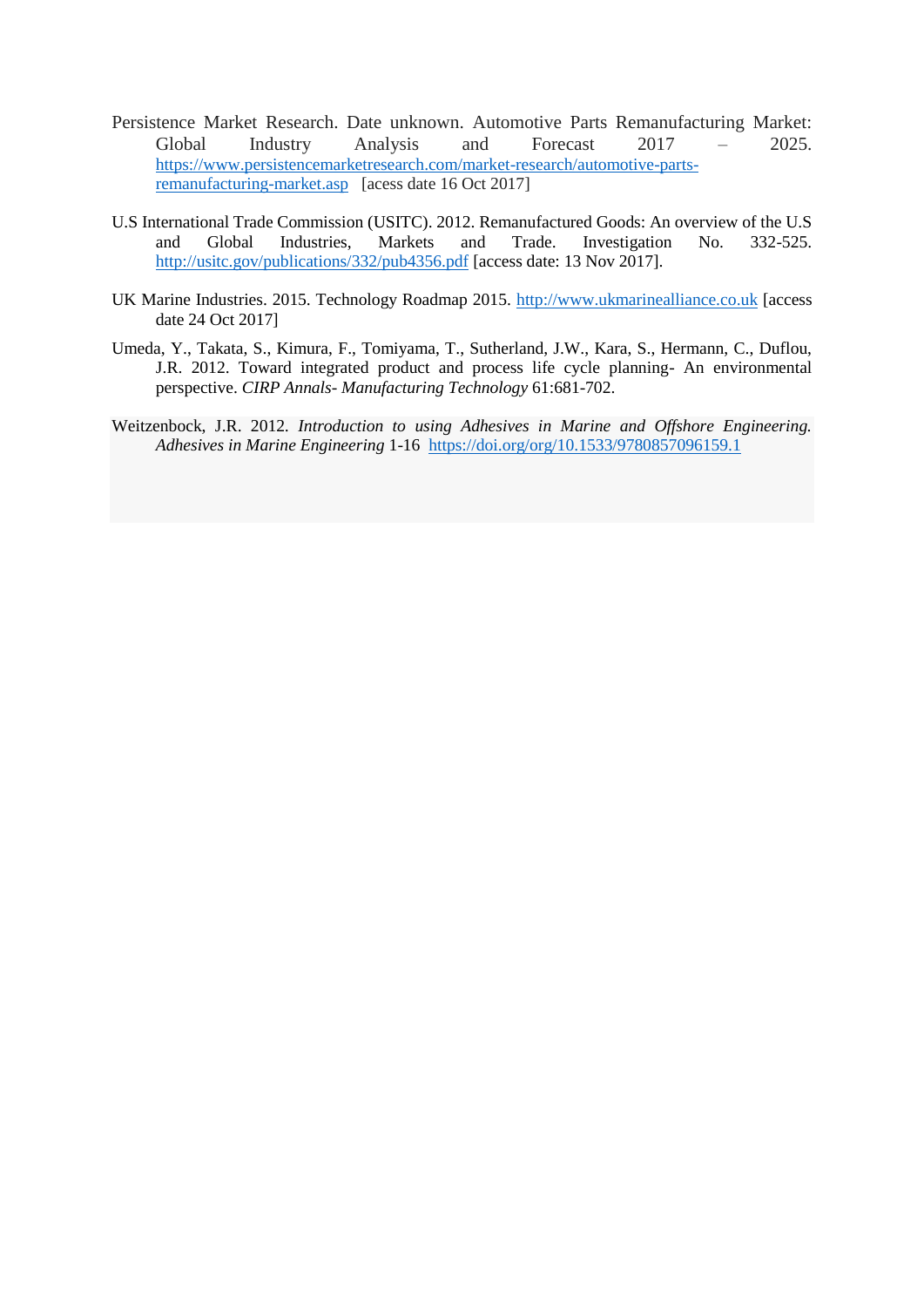Persistence Market Research. Date unknown. Automotive Parts Remanufacturing Market: Global Industry Analysis and Forecast 2017 – 2025. https://www.persistencemarketresearch.com/market-research/automotive-parts-remanufacturing-market.asp [acess date 16 Oct 2017]

U.S International Trade Commission (USITC). 2012. Remanufactured Goods: An overview of the U.S and Global Industries, Markets and Trade. Investigation No. 332-525. http://usitc.gov/publications/332/pub4356.pdf [access date: 13 Nov 2017].

UK Marine Industries. 2015. Technology Roadmap 2015. http://www.ukmarinealliance.co.uk [access date 24 Oct 2017]

Umeda, Y., Takata, S., Kimura, F., Tomiyama, T., Sutherland, J.W., Kara, S., Hermann, C., Duflou, J.R. 2012. Toward integrated product and process life cycle planning- An environmental perspective. *CIRP Annals- Manufacturing Technology* 61:681-702.

Weitzenbock, J.R. 2012. *Introduction to using Adhesives in Marine and Offshore Engineering. Adhesives in Marine Engineering* 1-16 https://doi.org/org/10.1533/9780857096159.1